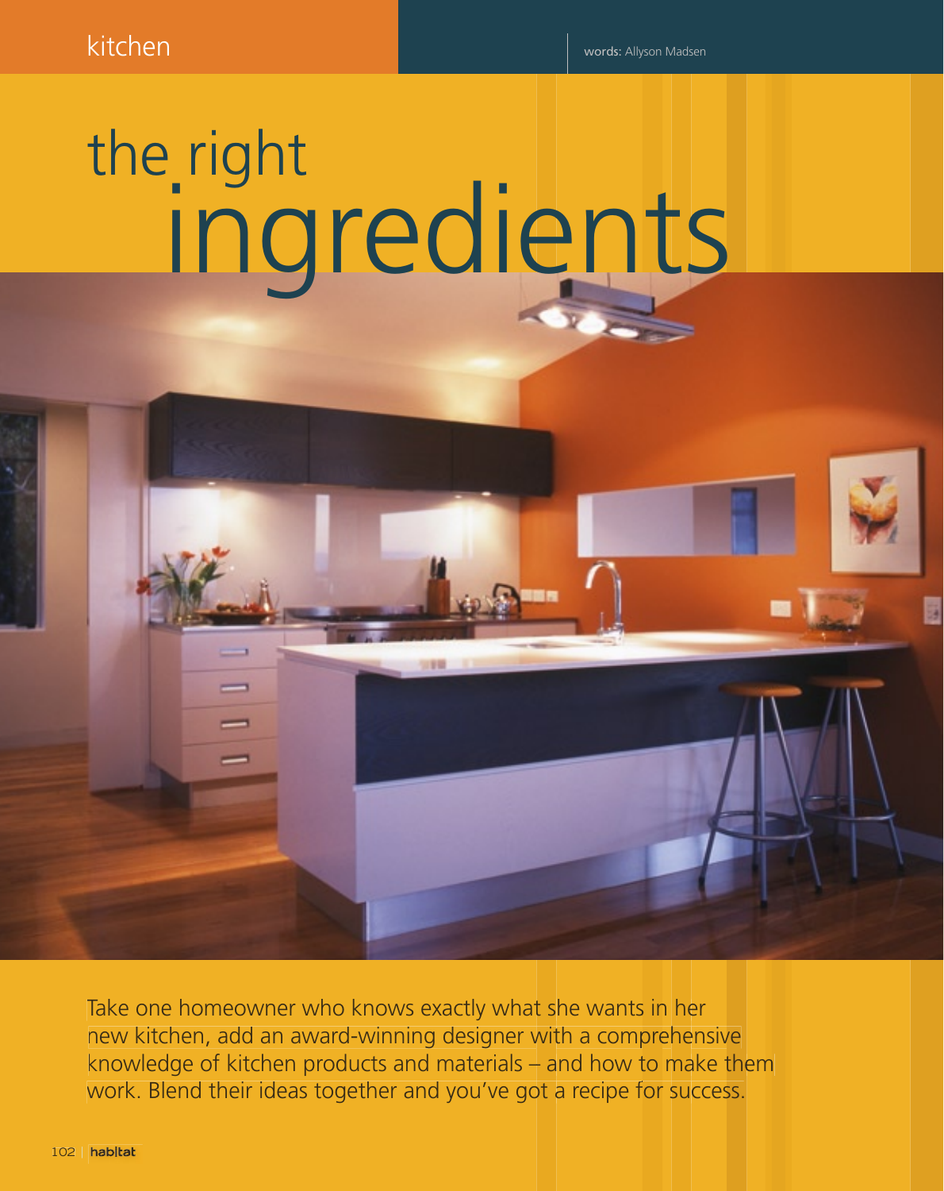kitchen

words: Allyson Madsen

# the right ingredients

Take one homeowner who knows exactly what she wants in her new kitchen, add an award-winning designer with a comprehensive knowledge of kitchen products and materials – and how to make them work. Blend their ideas together and you've got a recipe for success.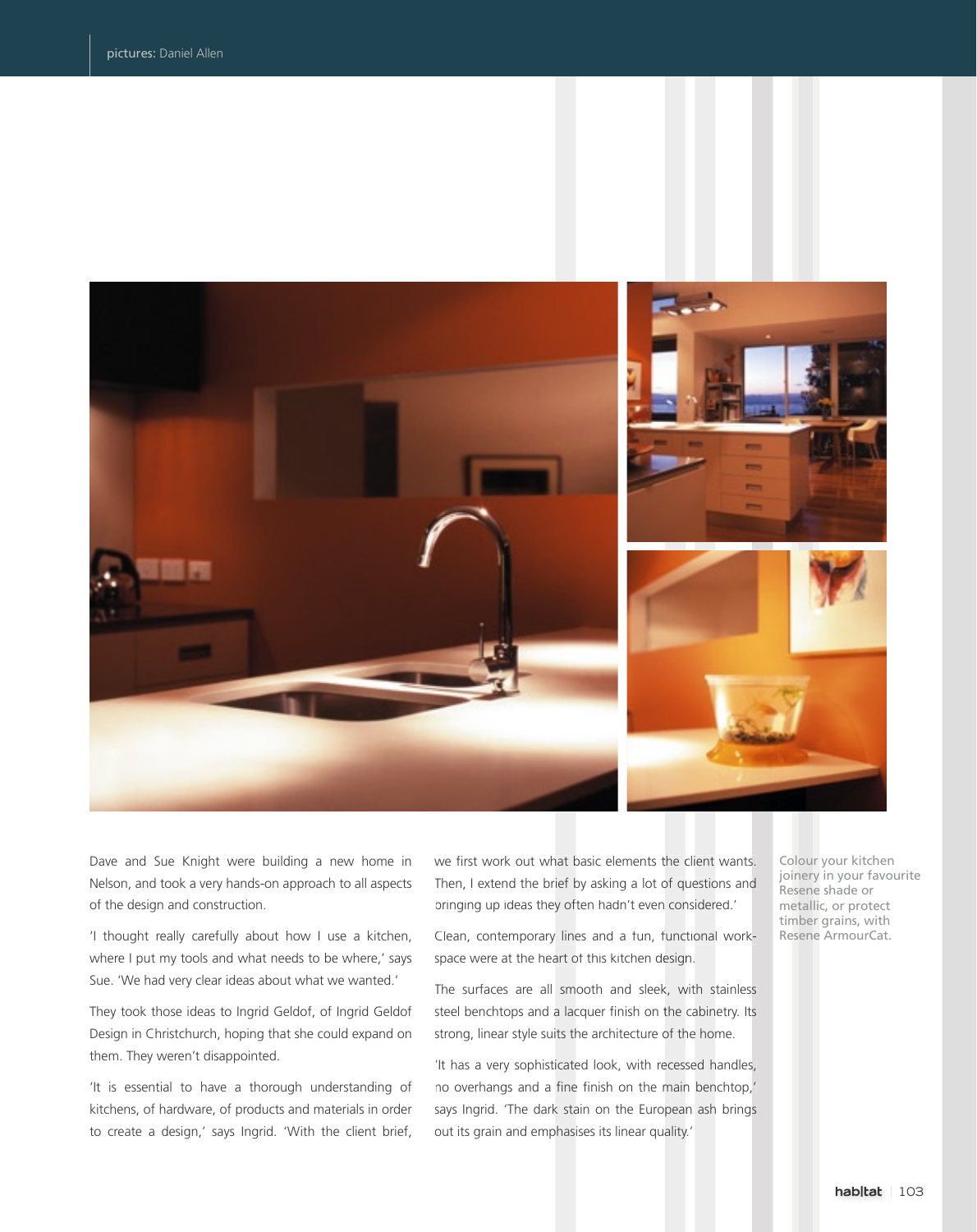pictures: Daniel Allen

Dave and Sue Knight were building a new home in Nelson, and took a very hands-on approach to all aspects of the design and construction.

'I thought really carefully about how I use a kitchen, where I put my tools and what needs to be where,' says Sue. 'We had very clear ideas about what we wanted.'

They took those ideas to Ingrid Geldof, of Ingrid Geldof Design in Christchurch, hoping that she could expand on them. They weren't disappointed.

'It is essential to have a thorough understanding of kitchens, of hardware, of products and materials in order to create a design,' says Ingrid. 'With the client brief, we first work out what basic elements the client wants. Then, I extend the brief by asking a lot of questions and bringing up ideas they often hadn't even considered.'

Clean, contemporary lines and a fun, functional workspace were at the heart of this kitchen design.

The surfaces are all smooth and sleek, with stainless steel benchtops and a lacquer finish on the cabinetry. Its strong, linear style suits the architecture of the home.

'It has a very sophisticated look, with recessed handles, no overhangs and a fine finish on the main benchtop,' says Ingrid. 'The dark stain on the European ash brings out its grain and emphasises its linear quality.'

Colour your kitchen joinery in your favourite Resene shade or metallic, or protect timber grains, with Resene ArmourCat.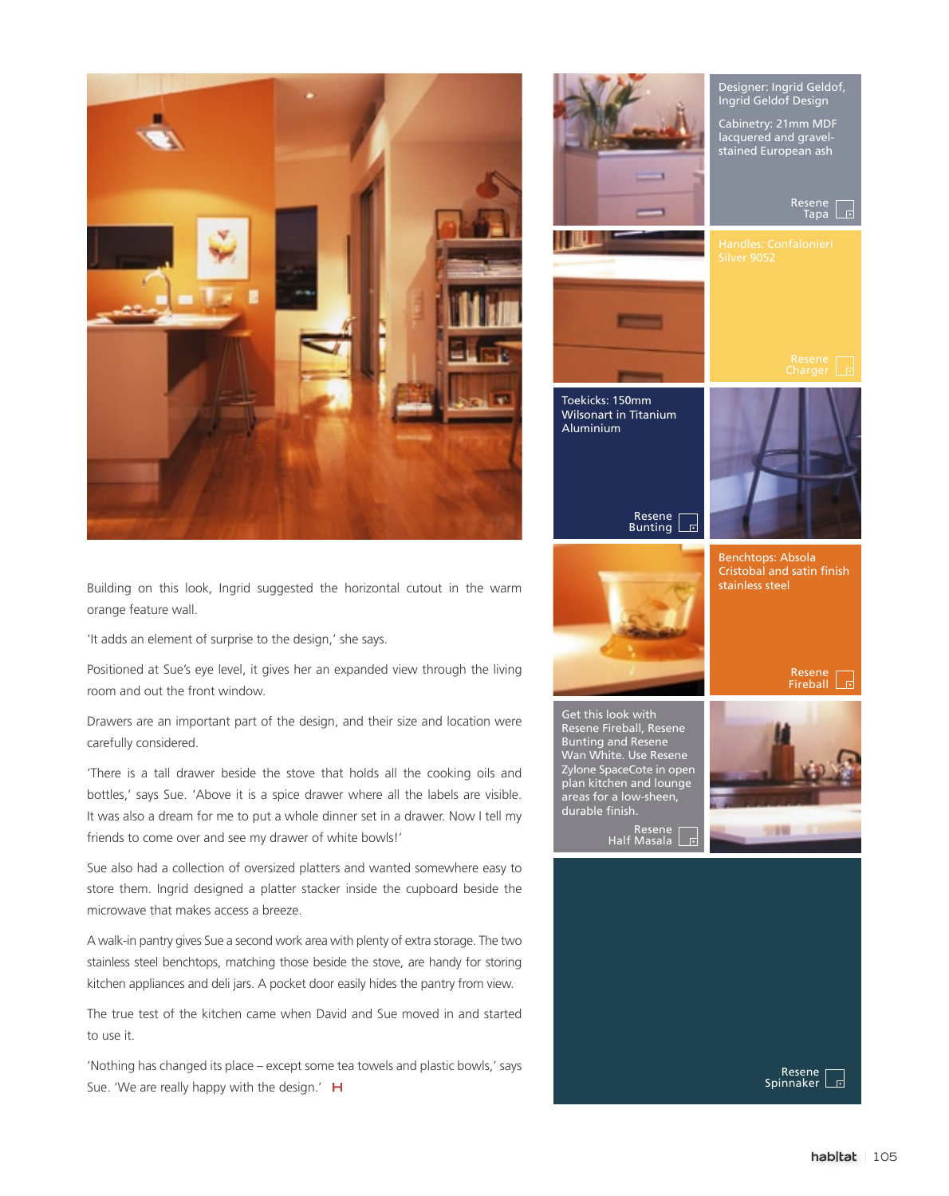Building on this look, Ingrid suggested the horizontal cutout in the warm orange feature wall.

'It adds an element of surprise to the design,' she says.

Positioned at Sue's eye level, it gives her an expanded view through the living room and out the front window.

Drawers are an important part of the design, and their size and location were carefully considered.

'There is a tall drawer beside the stove that holds all the cooking oils and bottles,' says Sue. 'Above it is a spice drawer where all the labels are visible. It was also a dream for me to put a whole dinner set in a drawer. Now I tell my friends to come over and see my drawer of white bowls!'

Sue also had a collection of oversized platters and wanted somewhere easy to store them. Ingrid designed a platter stacker inside the cupboard beside the microwave that makes access a breeze.

A walk-in pantry gives Sue a second work area with plenty of extra storage. The two stainless steel benchtops, matching those beside the stove, are handy for storing kitchen appliances and deli jars. A pocket door easily hides the pantry from view.

The true test of the kitchen came when David and Sue moved in and started to use it.

'Nothing has changed its place – except some tea towels and plastic bowls,' says Sue. 'We are really happy with the design.' H

Designer: Ingrid Geldof, Ingrid Geldof Design

Cabinetry: 21mm MDF lacquered and gravel-stained European ash

Resene Tapa

Handles: Confalonieri Silver 9052

Resene Charger

Toekicks: 150mm Wilsonart in Titanium Aluminium

Resene Bunting

Benchtops: Absola Cristobal and satin finish stainless steel

Resene Fireball

Get this look with Resene Fireball, Resene Bunting and Resene Wan White. Use Resene Zylone SpaceCote in open plan kitchen and lounge areas for a low-sheen, durable finish.

Resene Half Masala

Resene Spinnaker